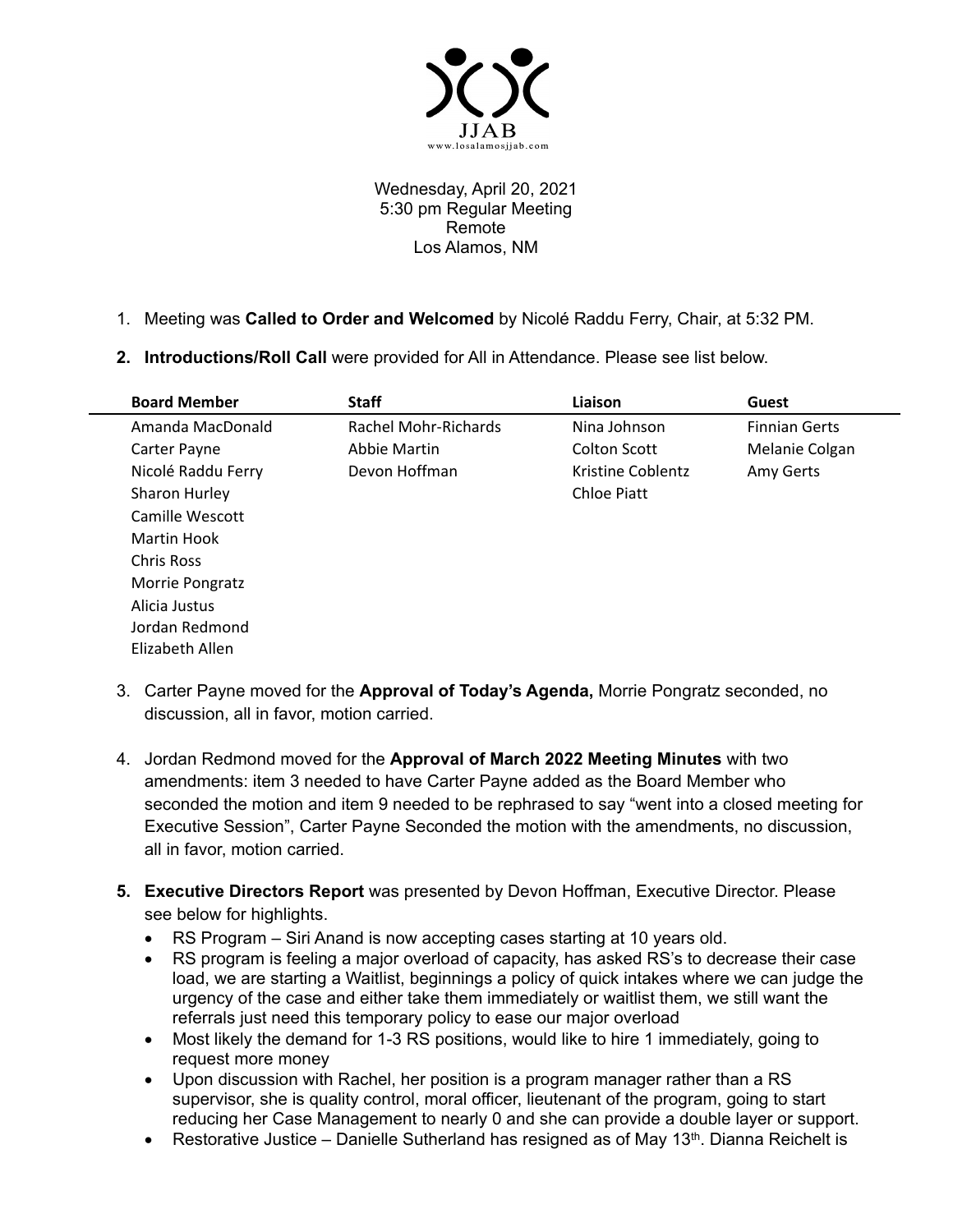JJAB
www.losalamosjjab.com

Wednesday, April 20, 2021
5:30 pm Regular Meeting
Remote
Los Alamos, NM

1. Meeting was **Called to Order and Welcomed** by Nicolé Raddu Ferry, Chair, at 5:32 PM.

2. **Introductions/Roll Call** were provided for All in Attendance. Please see list below.

| Board Member | Staff | Liaison | Guest |
|---|---|---|---|
| Amanda MacDonald | Rachel Mohr-Richards | Nina Johnson | Finnian Gerts |
| Carter Payne | Abbie Martin | Colton Scott | Melanie Colgan |
| Nicolé Raddu Ferry | Devon Hoffman | Kristine Coblentz | Amy Gerts |
| Sharon Hurley | | Chloe Piatt | |
| Camille Wescott | | | |
| Martin Hook | | | |
| Chris Ross | | | |
| Morrie Pongratz | | | |
| Alicia Justus | | | |
| Jordan Redmond | | | |
| Elizabeth Allen | | | |

3. Carter Payne moved for the **Approval of Today's Agenda,** Morrie Pongratz seconded, no discussion, all in favor, motion carried.

4. Jordan Redmond moved for the **Approval of March 2022 Meeting Minutes** with two amendments: item 3 needed to have Carter Payne added as the Board Member who seconded the motion and item 9 needed to be rephrased to say "went into a closed meeting for Executive Session", Carter Payne Seconded the motion with the amendments, no discussion, all in favor, motion carried.

5. **Executive Directors Report** was presented by Devon Hoffman, Executive Director. Please see below for highlights.
   - RS Program – Siri Anand is now accepting cases starting at 10 years old.
   - RS program is feeling a major overload of capacity, has asked RS's to decrease their case load, we are starting a Waitlist, beginnings a policy of quick intakes where we can judge the urgency of the case and either take them immediately or waitlist them, we still want the referrals just need this temporary policy to ease our major overload
   - Most likely the demand for 1-3 RS positions, would like to hire 1 immediately, going to request more money
   - Upon discussion with Rachel, her position is a program manager rather than a RS supervisor, she is quality control, moral officer, lieutenant of the program, going to start reducing her Case Management to nearly 0 and she can provide a double layer or support.
   - Restorative Justice – Danielle Sutherland has resigned as of May 13th. Dianna Reichelt is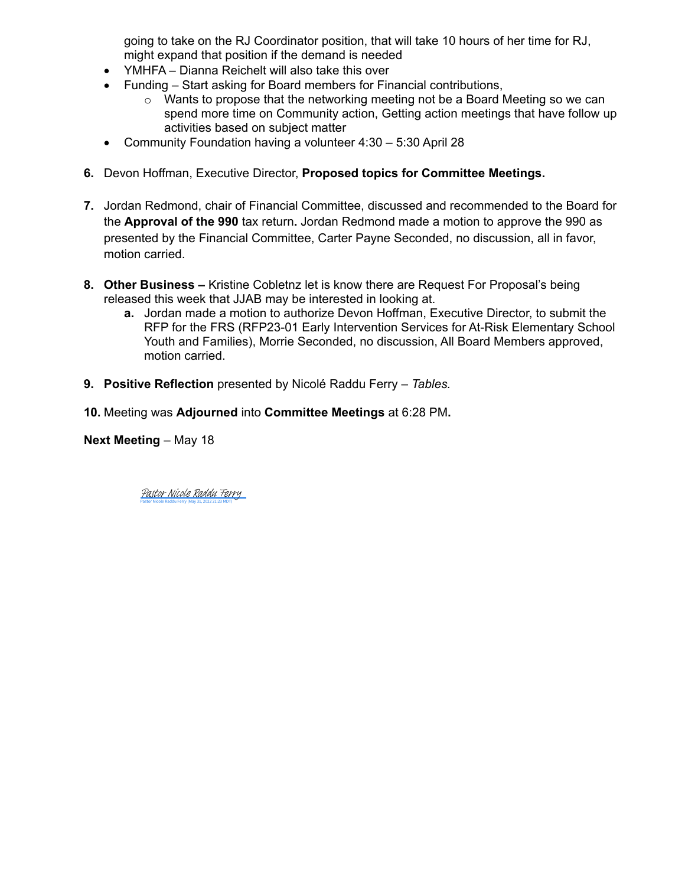going to take on the RJ Coordinator position, that will take 10 hours of her time for RJ, might expand that position if the demand is needed

- YMHFA – Dianna Reichelt will also take this over
- Funding – Start asking for Board members for Financial contributions,
    - Wants to propose that the networking meeting not be a Board Meeting so we can spend more time on Community action, Getting action meetings that have follow up activities based on subject matter
- Community Foundation having a volunteer 4:30 – 5:30 April 28

6. Devon Hoffman, Executive Director, **Proposed topics for Committee Meetings.**

7. Jordan Redmond, chair of Financial Committee, discussed and recommended to the Board for the **Approval of the 990** tax return**.** Jordan Redmond made a motion to approve the 990 as presented by the Financial Committee, Carter Payne Seconded, no discussion, all in favor, motion carried.

8. **Other Business –** Kristine Cobletnz let is know there are Request For Proposal's being released this week that JJAB may be interested in looking at.
    a. Jordan made a motion to authorize Devon Hoffman, Executive Director, to submit the RFP for the FRS (RFP23-01 Early Intervention Services for At-Risk Elementary School Youth and Families), Morrie Seconded, no discussion, All Board Members approved, motion carried.

9. **Positive Reflection** presented by Nicolé Raddu Ferry – *Tables.*

10. Meeting was **Adjourned** into **Committee Meetings** at 6:28 PM**.**

**Next Meeting** – May 18

Pastor Nicole Raddu Ferry
Pastor Nicole Raddu Ferry (May 31, 2022 21:23 MDT)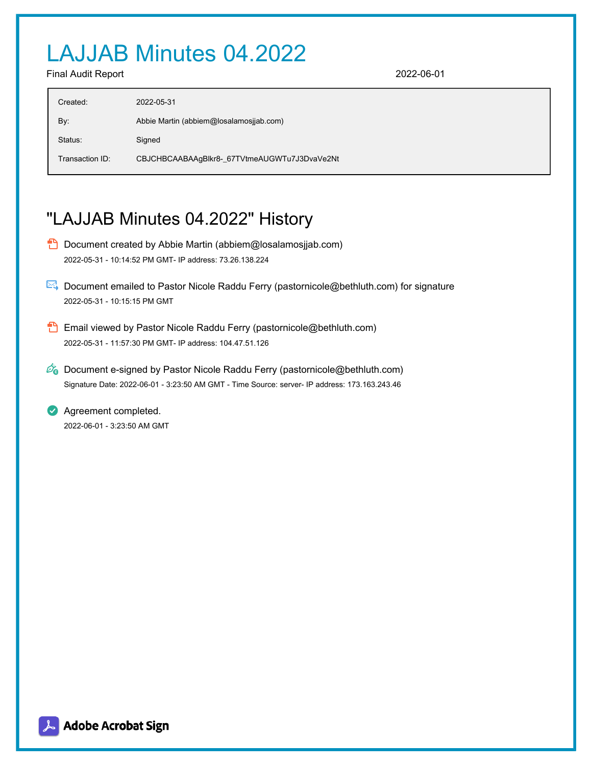# LAJJAB Minutes 04.2022

Final Audit Report 2022-06-01

| | |
|---|---|
| Created: | 2022-05-31 |
| By: | Abbie Martin (abbiem@losalamosjjab.com) |
| Status: | Signed |
| Transaction ID: | CBJCHBCAABAAgBlkr8-_67TVtmeAUGWTu7J3DvaVe2Nt |

## "LAJJAB Minutes 04.2022" History

- Document created by Abbie Martin (abbiem@losalamosjjab.com)
  2022-05-31 - 10:14:52 PM GMT- IP address: 73.26.138.224

- Document emailed to Pastor Nicole Raddu Ferry (pastornicole@bethluth.com) for signature
  2022-05-31 - 10:15:15 PM GMT

- Email viewed by Pastor Nicole Raddu Ferry (pastornicole@bethluth.com)
  2022-05-31 - 11:57:30 PM GMT- IP address: 104.47.51.126

- Document e-signed by Pastor Nicole Raddu Ferry (pastornicole@bethluth.com)
  Signature Date: 2022-06-01 - 3:23:50 AM GMT - Time Source: server- IP address: 173.163.243.46

- Agreement completed.
  2022-06-01 - 3:23:50 AM GMT

Adobe Acrobat Sign